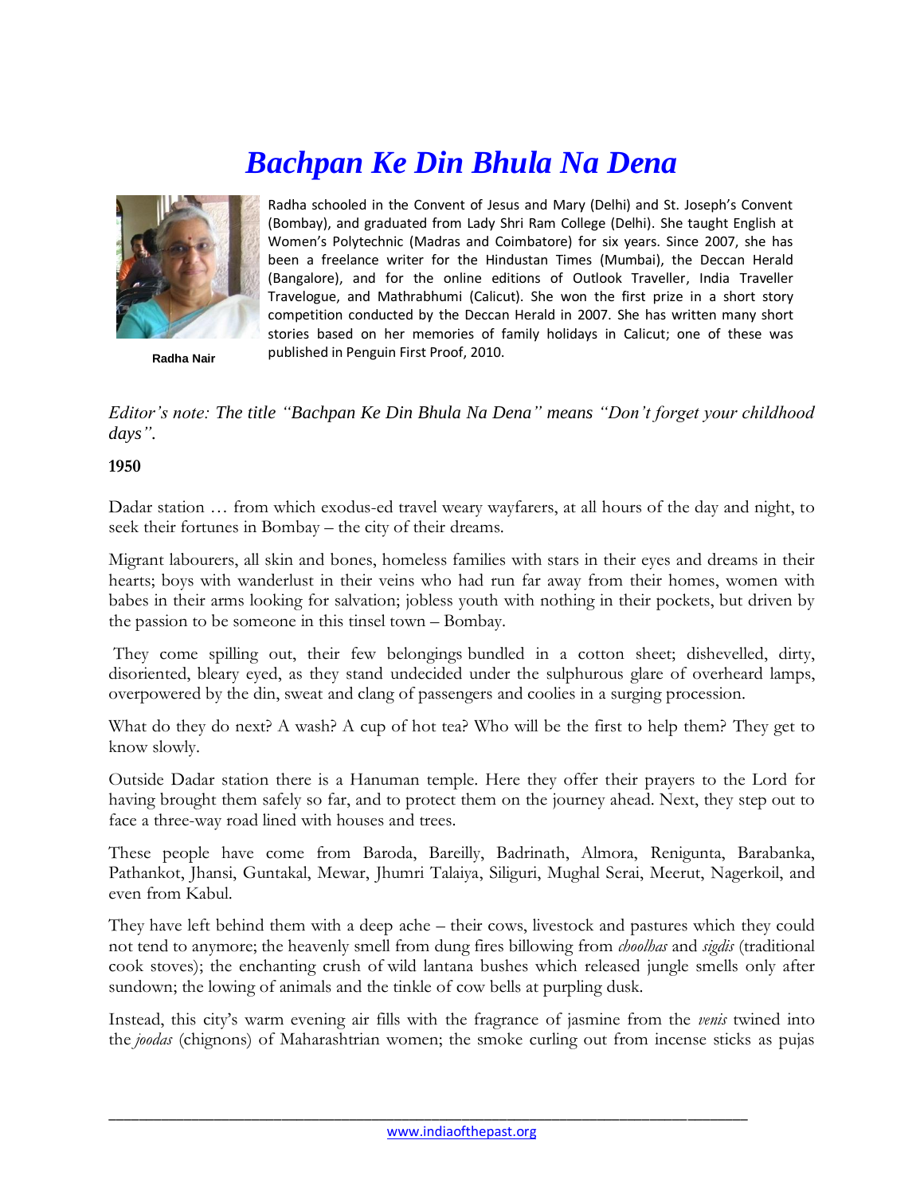# *Bachpan Ke Din Bhula Na Dena*

Radha Nair

Radha schooled in the Convent of Jesus and Mary (Delhi) and St. Joseph's Convent (Bombay), and graduated from Lady Shri Ram College (Delhi). She taught English at Women's Polytechnic (Madras and Coimbatore) for six years. Since 2007, she has been a freelance writer for the Hindustan Times (Mumbai), the Deccan Herald (Bangalore), and for the online editions of Outlook Traveller, India Traveller Travelogue, and Mathrabhumi (Calicut). She won the first prize in a short story competition conducted by the Deccan Herald in 2007. She has written many short stories based on her memories of family holidays in Calicut; one of these was published in Penguin First Proof, 2010.

*Editor's note: The title "Bachpan Ke Din Bhula Na Dena" means "Don't forget your childhood days".*

**1950**

Dadar station … from which exodus-ed travel weary wayfarers, at all hours of the day and night, to seek their fortunes in Bombay – the city of their dreams.

Migrant labourers, all skin and bones, homeless families with stars in their eyes and dreams in their hearts; boys with wanderlust in their veins who had run far away from their homes, women with babes in their arms looking for salvation; jobless youth with nothing in their pockets, but driven by the passion to be someone in this tinsel town – Bombay.

They come spilling out, their few belongings bundled in a cotton sheet; dishevelled, dirty, disoriented, bleary eyed, as they stand undecided under the sulphurous glare of overheard lamps, overpowered by the din, sweat and clang of passengers and coolies in a surging procession.

What do they do next? A wash? A cup of hot tea? Who will be the first to help them? They get to know slowly.

Outside Dadar station there is a Hanuman temple. Here they offer their prayers to the Lord for having brought them safely so far, and to protect them on the journey ahead. Next, they step out to face a three-way road lined with houses and trees.

These people have come from Baroda, Bareilly, Badrinath, Almora, Renigunta, Barabanka, Pathankot, Jhansi, Guntakal, Mewar, Jhumri Talaiya, Siliguri, Mughal Serai, Meerut, Nagerkoil, and even from Kabul.

They have left behind them with a deep ache – their cows, livestock and pastures which they could not tend to anymore; the heavenly smell from dung fires billowing from *choolhas* and *sigdis* (traditional cook stoves); the enchanting crush of wild lantana bushes which released jungle smells only after sundown; the lowing of animals and the tinkle of cow bells at purpling dusk.

Instead, this city's warm evening air fills with the fragrance of jasmine from the *venis* twined into the *joodas* (chignons) of Maharashtrian women; the smoke curling out from incense sticks as pujas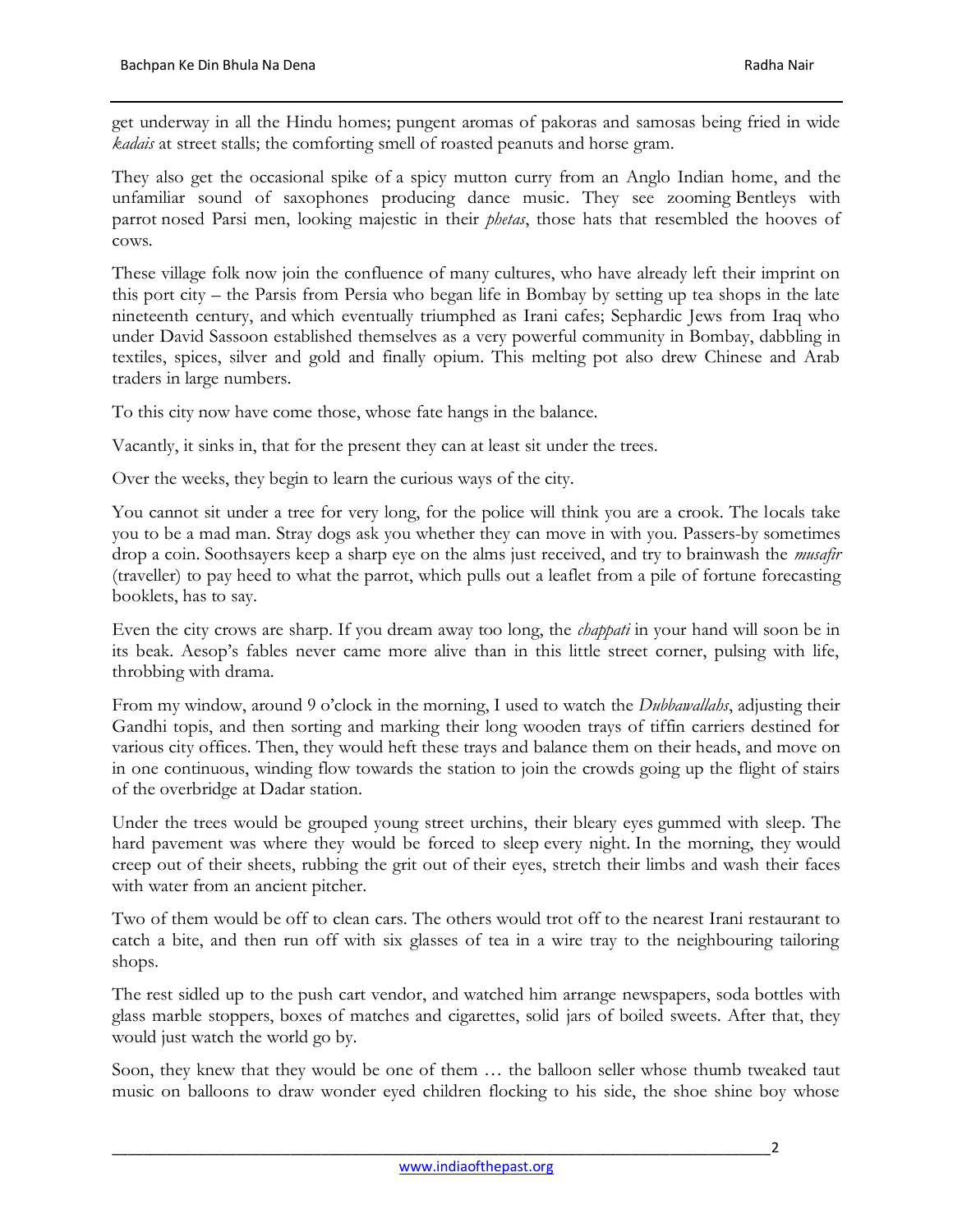get underway in all the Hindu homes; pungent aromas of pakoras and samosas being fried in wide *kadais* at street stalls; the comforting smell of roasted peanuts and horse gram.

They also get the occasional spike of a spicy mutton curry from an Anglo Indian home, and the unfamiliar sound of saxophones producing dance music. They see zooming Bentleys with parrot nosed Parsi men, looking majestic in their *phetas*, those hats that resembled the hooves of cows.

These village folk now join the confluence of many cultures, who have already left their imprint on this port city – the Parsis from Persia who began life in Bombay by setting up tea shops in the late nineteenth century, and which eventually triumphed as Irani cafes; Sephardic Jews from Iraq who under David Sassoon established themselves as a very powerful community in Bombay, dabbling in textiles, spices, silver and gold and finally opium. This melting pot also drew Chinese and Arab traders in large numbers.

To this city now have come those, whose fate hangs in the balance.

Vacantly, it sinks in, that for the present they can at least sit under the trees.

Over the weeks, they begin to learn the curious ways of the city.

You cannot sit under a tree for very long, for the police will think you are a crook. The locals take you to be a mad man. Stray dogs ask you whether they can move in with you. Passers-by sometimes drop a coin. Soothsayers keep a sharp eye on the alms just received, and try to brainwash the *musafir* (traveller) to pay heed to what the parrot, which pulls out a leaflet from a pile of fortune forecasting booklets, has to say.

Even the city crows are sharp. If you dream away too long, the *chappati* in your hand will soon be in its beak. Aesop's fables never came more alive than in this little street corner, pulsing with life, throbbing with drama.

From my window, around 9 o'clock in the morning, I used to watch the *Dubbawallahs*, adjusting their Gandhi topis, and then sorting and marking their long wooden trays of tiffin carriers destined for various city offices. Then, they would heft these trays and balance them on their heads, and move on in one continuous, winding flow towards the station to join the crowds going up the flight of stairs of the overbridge at Dadar station.

Under the trees would be grouped young street urchins, their bleary eyes gummed with sleep. The hard pavement was where they would be forced to sleep every night. In the morning, they would creep out of their sheets, rubbing the grit out of their eyes, stretch their limbs and wash their faces with water from an ancient pitcher.

Two of them would be off to clean cars. The others would trot off to the nearest Irani restaurant to catch a bite, and then run off with six glasses of tea in a wire tray to the neighbouring tailoring shops.

The rest sidled up to the push cart vendor, and watched him arrange newspapers, soda bottles with glass marble stoppers, boxes of matches and cigarettes, solid jars of boiled sweets. After that, they would just watch the world go by.

Soon, they knew that they would be one of them … the balloon seller whose thumb tweaked taut music on balloons to draw wonder eyed children flocking to his side, the shoe shine boy whose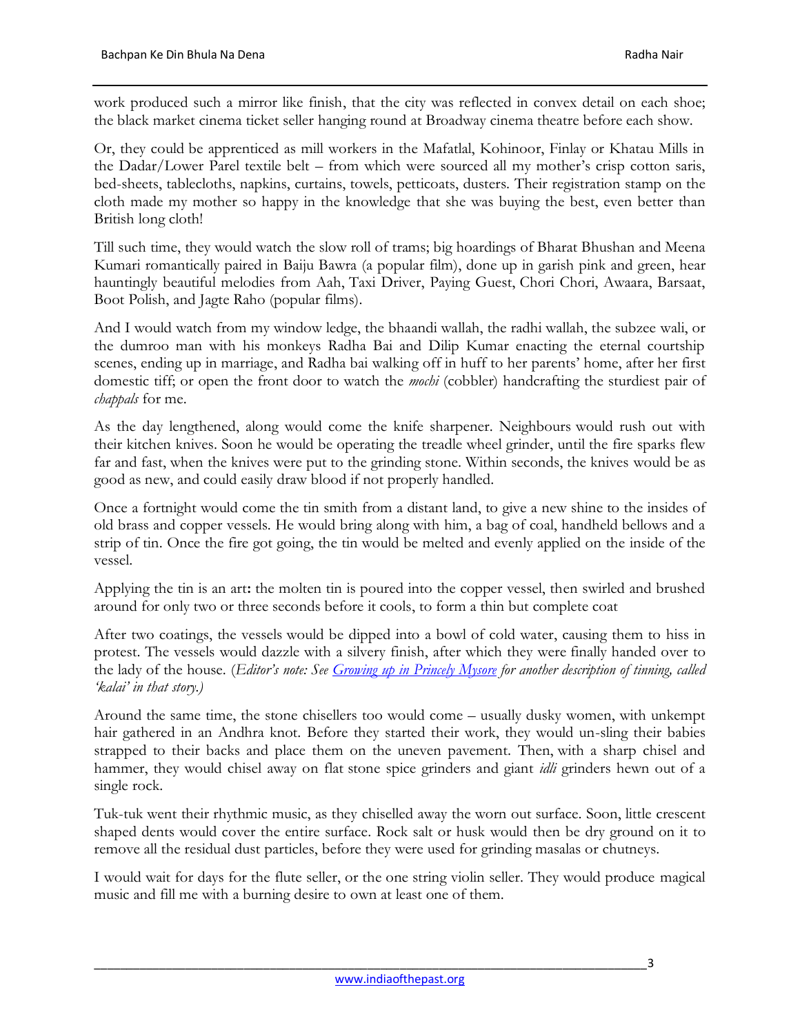work produced such a mirror like finish, that the city was reflected in convex detail on each shoe; the black market cinema ticket seller hanging round at Broadway cinema theatre before each show.

Or, they could be apprenticed as mill workers in the Mafatlal, Kohinoor, Finlay or Khatau Mills in the Dadar/Lower Parel textile belt – from which were sourced all my mother's crisp cotton saris, bed-sheets, tablecloths, napkins, curtains, towels, petticoats, dusters. Their registration stamp on the cloth made my mother so happy in the knowledge that she was buying the best, even better than British long cloth!

Till such time, they would watch the slow roll of trams; big hoardings of Bharat Bhushan and Meena Kumari romantically paired in Baiju Bawra (a popular film), done up in garish pink and green, hear hauntingly beautiful melodies from Aah, Taxi Driver, Paying Guest, Chori Chori, Awaara, Barsaat, Boot Polish, and Jagte Raho (popular films).

And I would watch from my window ledge, the bhaandi wallah, the radhi wallah, the subzee wali, or the dumroo man with his monkeys Radha Bai and Dilip Kumar enacting the eternal courtship scenes, ending up in marriage, and Radha bai walking off in huff to her parents' home, after her first domestic tiff; or open the front door to watch the *mochi* (cobbler) handcrafting the sturdiest pair of *chappals* for me.

As the day lengthened, along would come the knife sharpener. Neighbours would rush out with their kitchen knives. Soon he would be operating the treadle wheel grinder, until the fire sparks flew far and fast, when the knives were put to the grinding stone. Within seconds, the knives would be as good as new, and could easily draw blood if not properly handled.

Once a fortnight would come the tin smith from a distant land, to give a new shine to the insides of old brass and copper vessels. He would bring along with him, a bag of coal, handheld bellows and a strip of tin. Once the fire got going, the tin would be melted and evenly applied on the inside of the vessel.

Applying the tin is an art**:** the molten tin is poured into the copper vessel, then swirled and brushed around for only two or three seconds before it cools, to form a thin but complete coat

After two coatings, the vessels would be dipped into a bowl of cold water, causing them to hiss in protest. The vessels would dazzle with a silvery finish, after which they were finally handed over to the lady of the house. (*Editor's note: See [Growing up in Princely Mysore]() for another description of tinning, called 'kalai' in that story.)*

Around the same time, the stone chisellers too would come – usually dusky women, with unkempt hair gathered in an Andhra knot. Before they started their work, they would un-sling their babies strapped to their backs and place them on the uneven pavement. Then, with a sharp chisel and hammer, they would chisel away on flat stone spice grinders and giant *idli* grinders hewn out of a single rock.

Tuk-tuk went their rhythmic music, as they chiselled away the worn out surface. Soon, little crescent shaped dents would cover the entire surface. Rock salt or husk would then be dry ground on it to remove all the residual dust particles, before they were used for grinding masalas or chutneys.

I would wait for days for the flute seller, or the one string violin seller. They would produce magical music and fill me with a burning desire to own at least one of them.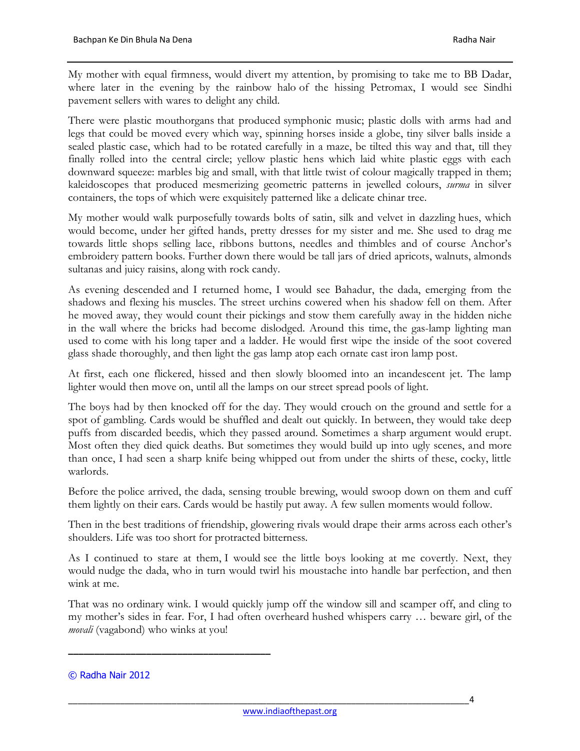My mother with equal firmness, would divert my attention, by promising to take me to BB Dadar, where later in the evening by the rainbow halo of the hissing Petromax, I would see Sindhi pavement sellers with wares to delight any child.

There were plastic mouthorgans that produced symphonic music; plastic dolls with arms had and legs that could be moved every which way, spinning horses inside a globe, tiny silver balls inside a sealed plastic case, which had to be rotated carefully in a maze, be tilted this way and that, till they finally rolled into the central circle; yellow plastic hens which laid white plastic eggs with each downward squeeze: marbles big and small, with that little twist of colour magically trapped in them; kaleidoscopes that produced mesmerizing geometric patterns in jewelled colours, *surma* in silver containers, the tops of which were exquisitely patterned like a delicate chinar tree.

My mother would walk purposefully towards bolts of satin, silk and velvet in dazzling hues, which would become, under her gifted hands, pretty dresses for my sister and me. She used to drag me towards little shops selling lace, ribbons buttons, needles and thimbles and of course Anchor's embroidery pattern books. Further down there would be tall jars of dried apricots, walnuts, almonds sultanas and juicy raisins, along with rock candy.

As evening descended and I returned home, I would see Bahadur, the dada, emerging from the shadows and flexing his muscles. The street urchins cowered when his shadow fell on them. After he moved away, they would count their pickings and stow them carefully away in the hidden niche in the wall where the bricks had become dislodged. Around this time, the gas-lamp lighting man used to come with his long taper and a ladder. He would first wipe the inside of the soot covered glass shade thoroughly, and then light the gas lamp atop each ornate cast iron lamp post.

At first, each one flickered, hissed and then slowly bloomed into an incandescent jet. The lamp lighter would then move on, until all the lamps on our street spread pools of light.

The boys had by then knocked off for the day. They would crouch on the ground and settle for a spot of gambling. Cards would be shuffled and dealt out quickly. In between, they would take deep puffs from discarded beedis, which they passed around. Sometimes a sharp argument would erupt. Most often they died quick deaths. But sometimes they would build up into ugly scenes, and more than once, I had seen a sharp knife being whipped out from under the shirts of these, cocky, little warlords.

Before the police arrived, the dada, sensing trouble brewing, would swoop down on them and cuff them lightly on their ears. Cards would be hastily put away. A few sullen moments would follow.

Then in the best traditions of friendship, glowering rivals would drape their arms across each other's shoulders. Life was too short for protracted bitterness.

As I continued to stare at them, I would see the little boys looking at me covertly. Next, they would nudge the dada, who in turn would twirl his moustache into handle bar perfection, and then wink at me.

That was no ordinary wink. I would quickly jump off the window sill and scamper off, and cling to my mother's sides in fear. For, I had often overheard hushed whispers carry … beware girl, of the *movali* (vagabond) who winks at you!

---

© Radha Nair 2012